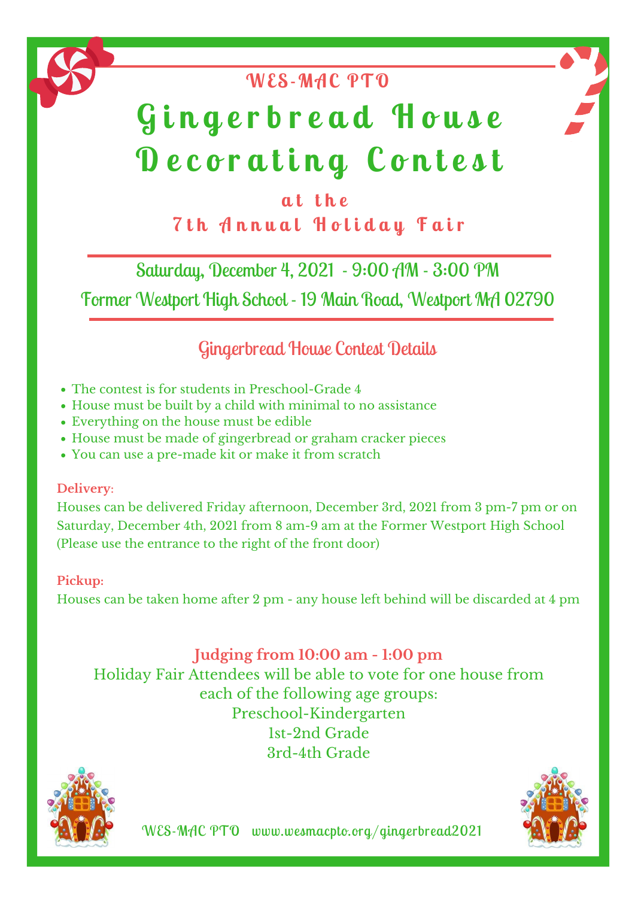WES-MAC PTO

# Gingerbread House Decorating Contest

## at the 7th Annual Holiday Fair

Saturday, December 4, 2021 - 9:00 AM - 3:00 PM

Former Westport High School - 19 Main Road, Westport MA 02790

### Gingerbread House Contest Details

- The contest is for students in Preschool-Grade 4
- House must be built by a child with minimal to no assistance
- Everything on the house must be edible
- House must be made of gingerbread or graham cracker pieces
- You can use a pre-made kit or make it from scratch

**Delivery**:
Houses can be delivered Friday afternoon, December 3rd, 2021 from 3 pm-7 pm or on Saturday, December 4th, 2021 from 8 am-9 am at the Former Westport High School (Please use the entrance to the right of the front door)

**Pickup:**
Houses can be taken home after 2 pm - any house left behind will be discarded at 4 pm

**Judging from 10:00 am - 1:00 pm**

Holiday Fair Attendees will be able to vote for one house from each of the following age groups:

Preschool-Kindergarten

1st-2nd Grade

3rd-4th Grade

WES-MAC PTO www.wesmacpto.org/gingerbread2021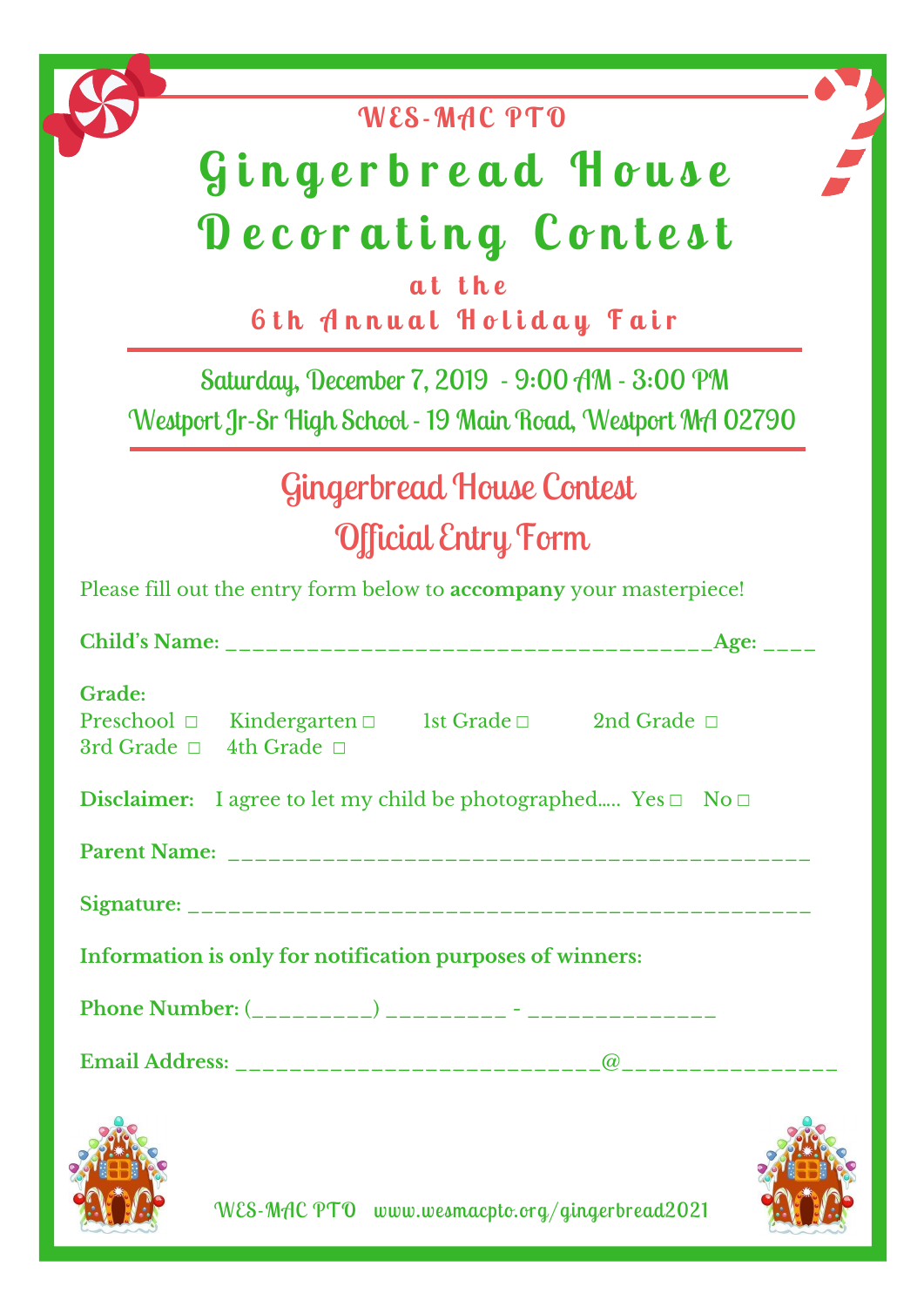WES-MAC PTO

# Gingerbread House Decorating Contest

at the

6th Annual Holiday Fair

Saturday, December 7, 2019 - 9:00 AM - 3:00 PM

Westport Jr-Sr High School - 19 Main Road, Westport MA 02790

## Gingerbread House Contest
## Official Entry Form

Please fill out the entry form below to **accompany** your masterpiece!

**Child's Name:** ____________________________________**Age:** ____

**Grade:**

Preschool □ Kindergarten □ 1st Grade □ 2nd Grade □
3rd Grade □ 4th Grade □

**Disclaimer:** I agree to let my child be photographed..... Yes □ No □

**Parent Name:** ___________________________________________

**Signature:** _______________________________________________

**Information is only for notification purposes of winners:**

**Phone Number:** (_________) _________ - ______________

**Email Address:** ____________________________@________________

WES-MAC PTO www.wesmacpto.org/gingerbread2021